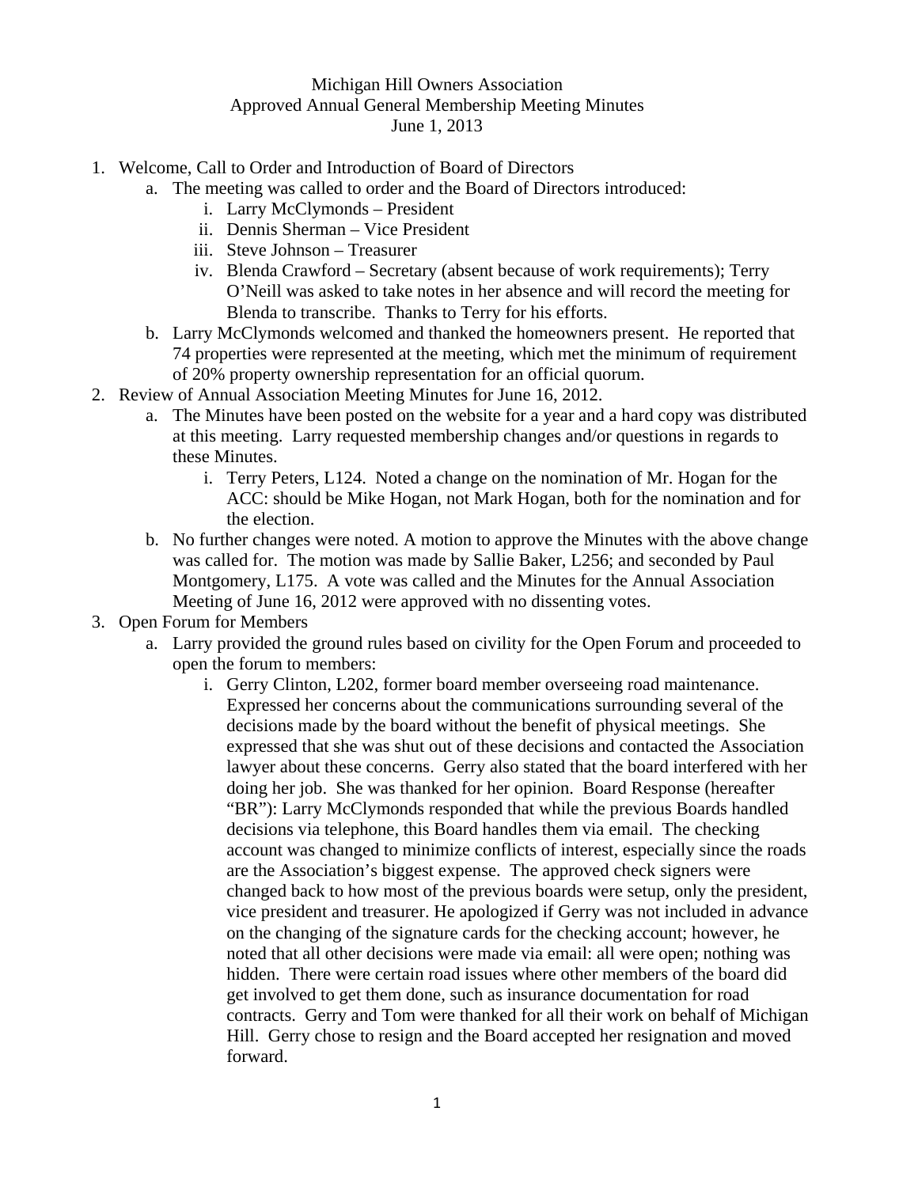# Michigan Hill Owners Association
## Approved Annual General Membership Meeting Minutes
### June 1, 2013

1. Welcome, Call to Order and Introduction of Board of Directors
   a. The meeting was called to order and the Board of Directors introduced:
      i. Larry McClymonds – President
      ii. Dennis Sherman – Vice President
      iii. Steve Johnson – Treasurer
      iv. Blenda Crawford – Secretary (absent because of work requirements); Terry O'Neill was asked to take notes in her absence and will record the meeting for Blenda to transcribe. Thanks to Terry for his efforts.
   b. Larry McClymonds welcomed and thanked the homeowners present. He reported that 74 properties were represented at the meeting, which met the minimum of requirement of 20% property ownership representation for an official quorum.
2. Review of Annual Association Meeting Minutes for June 16, 2012.
   a. The Minutes have been posted on the website for a year and a hard copy was distributed at this meeting. Larry requested membership changes and/or questions in regards to these Minutes.
      i. Terry Peters, L124. Noted a change on the nomination of Mr. Hogan for the ACC: should be Mike Hogan, not Mark Hogan, both for the nomination and for the election.
   b. No further changes were noted. A motion to approve the Minutes with the above change was called for. The motion was made by Sallie Baker, L256; and seconded by Paul Montgomery, L175. A vote was called and the Minutes for the Annual Association Meeting of June 16, 2012 were approved with no dissenting votes.
3. Open Forum for Members
   a. Larry provided the ground rules based on civility for the Open Forum and proceeded to open the forum to members:
      i. Gerry Clinton, L202, former board member overseeing road maintenance. Expressed her concerns about the communications surrounding several of the decisions made by the board without the benefit of physical meetings. She expressed that she was shut out of these decisions and contacted the Association lawyer about these concerns. Gerry also stated that the board interfered with her doing her job. She was thanked for her opinion. Board Response (hereafter "BR"): Larry McClymonds responded that while the previous Boards handled decisions via telephone, this Board handles them via email. The checking account was changed to minimize conflicts of interest, especially since the roads are the Association's biggest expense. The approved check signers were changed back to how most of the previous boards were setup, only the president, vice president and treasurer. He apologized if Gerry was not included in advance on the changing of the signature cards for the checking account; however, he noted that all other decisions were made via email: all were open; nothing was hidden. There were certain road issues where other members of the board did get involved to get them done, such as insurance documentation for road contracts. Gerry and Tom were thanked for all their work on behalf of Michigan Hill. Gerry chose to resign and the Board accepted her resignation and moved forward.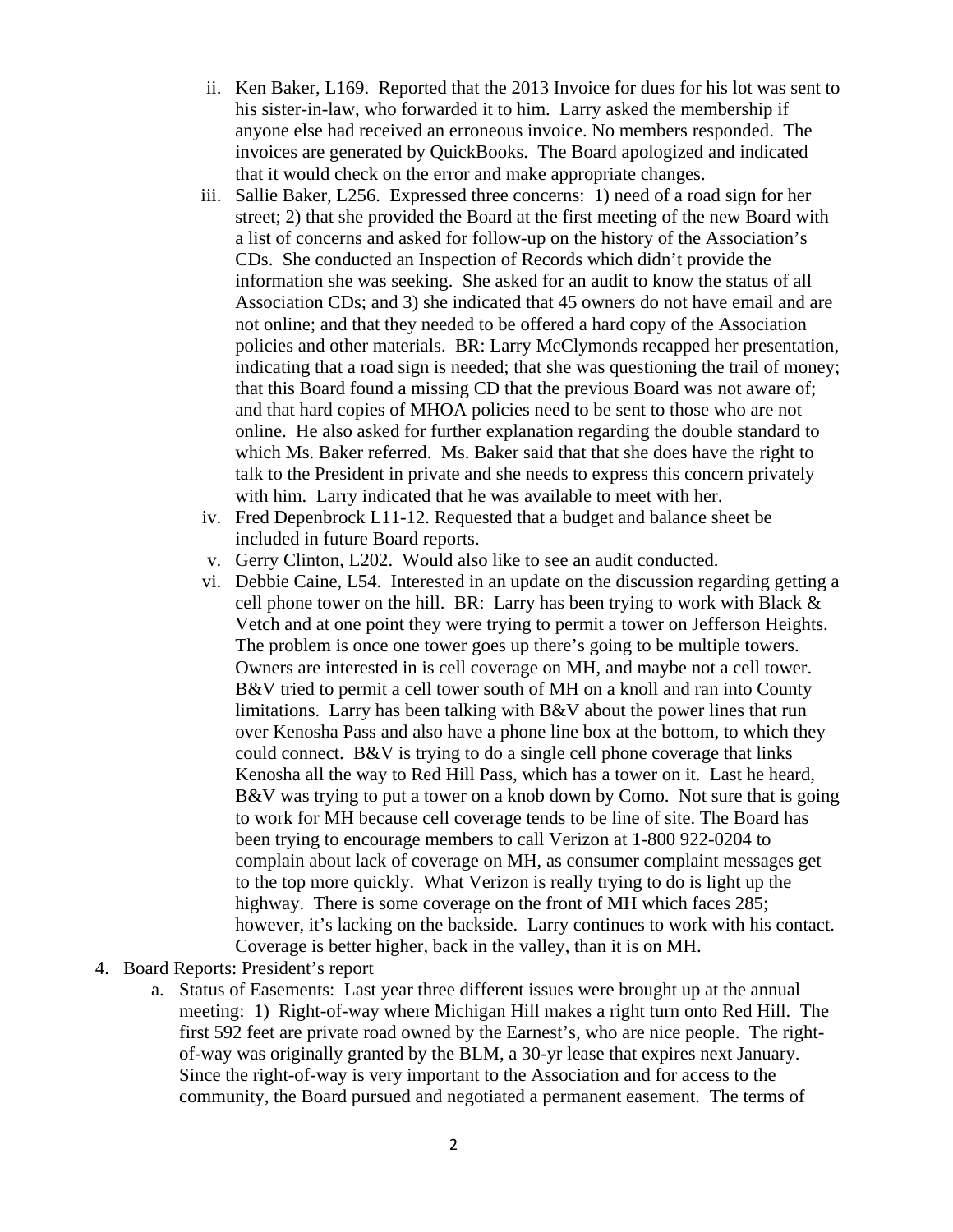ii. Ken Baker, L169. Reported that the 2013 Invoice for dues for his lot was sent to his sister-in-law, who forwarded it to him. Larry asked the membership if anyone else had received an erroneous invoice. No members responded. The invoices are generated by QuickBooks. The Board apologized and indicated that it would check on the error and make appropriate changes.

iii. Sallie Baker, L256. Expressed three concerns: 1) need of a road sign for her street; 2) that she provided the Board at the first meeting of the new Board with a list of concerns and asked for follow-up on the history of the Association's CDs. She conducted an Inspection of Records which didn't provide the information she was seeking. She asked for an audit to know the status of all Association CDs; and 3) she indicated that 45 owners do not have email and are not online; and that they needed to be offered a hard copy of the Association policies and other materials. BR: Larry McClymonds recapped her presentation, indicating that a road sign is needed; that she was questioning the trail of money; that this Board found a missing CD that the previous Board was not aware of; and that hard copies of MHOA policies need to be sent to those who are not online. He also asked for further explanation regarding the double standard to which Ms. Baker referred. Ms. Baker said that that she does have the right to talk to the President in private and she needs to express this concern privately with him. Larry indicated that he was available to meet with her.

iv. Fred Depenbrock L11-12. Requested that a budget and balance sheet be included in future Board reports.

v. Gerry Clinton, L202. Would also like to see an audit conducted.

vi. Debbie Caine, L54. Interested in an update on the discussion regarding getting a cell phone tower on the hill. BR: Larry has been trying to work with Black & Vetch and at one point they were trying to permit a tower on Jefferson Heights. The problem is once one tower goes up there's going to be multiple towers. Owners are interested in is cell coverage on MH, and maybe not a cell tower. B&V tried to permit a cell tower south of MH on a knoll and ran into County limitations. Larry has been talking with B&V about the power lines that run over Kenosha Pass and also have a phone line box at the bottom, to which they could connect. B&V is trying to do a single cell phone coverage that links Kenosha all the way to Red Hill Pass, which has a tower on it. Last he heard, B&V was trying to put a tower on a knob down by Como. Not sure that is going to work for MH because cell coverage tends to be line of site. The Board has been trying to encourage members to call Verizon at 1-800 922-0204 to complain about lack of coverage on MH, as consumer complaint messages get to the top more quickly. What Verizon is really trying to do is light up the highway. There is some coverage on the front of MH which faces 285; however, it's lacking on the backside. Larry continues to work with his contact. Coverage is better higher, back in the valley, than it is on MH.

4. Board Reports: President's report

   a. Status of Easements: Last year three different issues were brought up at the annual meeting: 1) Right-of-way where Michigan Hill makes a right turn onto Red Hill. The first 592 feet are private road owned by the Earnest's, who are nice people. The right-of-way was originally granted by the BLM, a 30-yr lease that expires next January. Since the right-of-way is very important to the Association and for access to the community, the Board pursued and negotiated a permanent easement. The terms of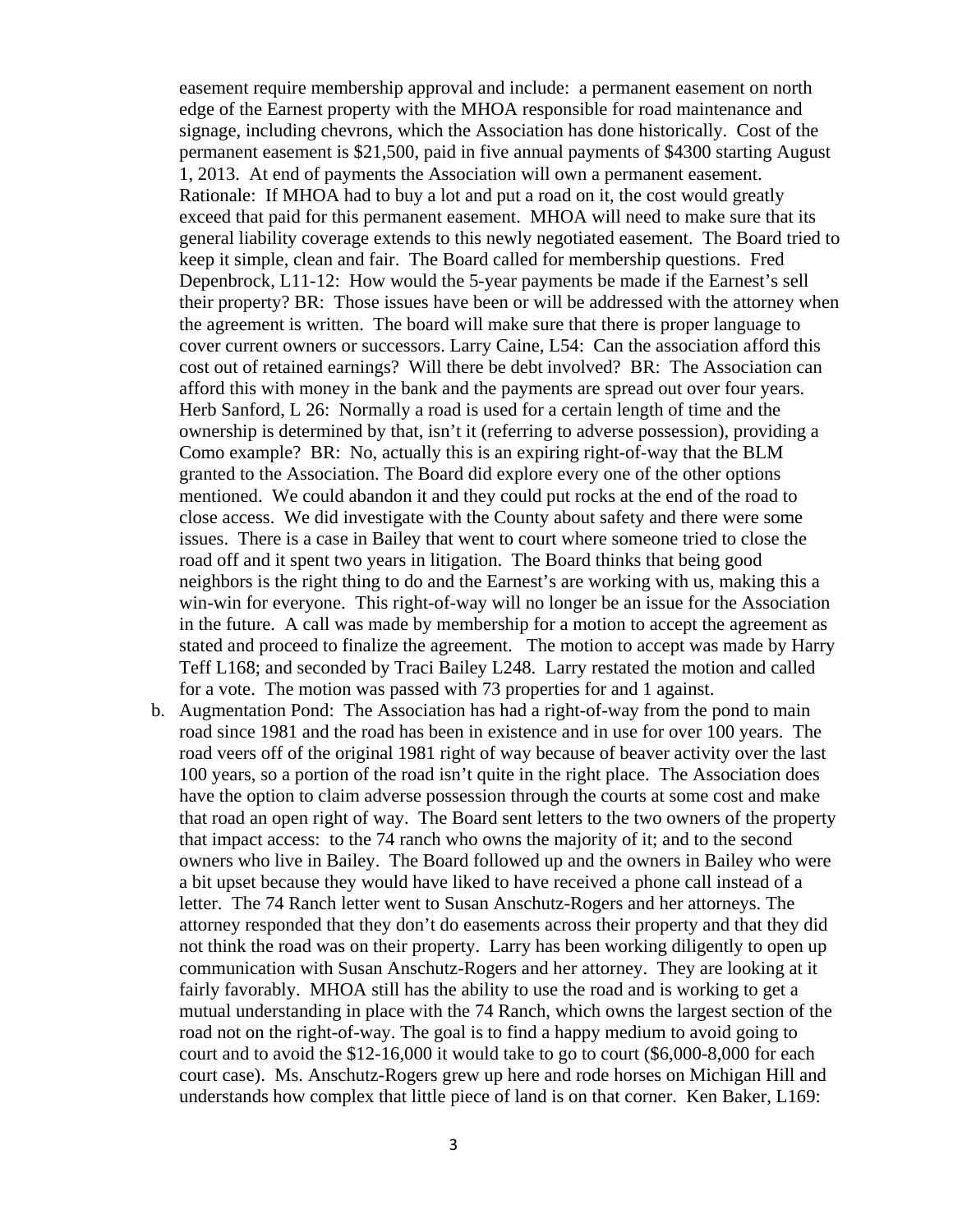easement require membership approval and include: a permanent easement on north edge of the Earnest property with the MHOA responsible for road maintenance and signage, including chevrons, which the Association has done historically. Cost of the permanent easement is $21,500, paid in five annual payments of $4300 starting August 1, 2013. At end of payments the Association will own a permanent easement. Rationale: If MHOA had to buy a lot and put a road on it, the cost would greatly exceed that paid for this permanent easement. MHOA will need to make sure that its general liability coverage extends to this newly negotiated easement. The Board tried to keep it simple, clean and fair. The Board called for membership questions. Fred Depenbrock, L11-12: How would the 5-year payments be made if the Earnest's sell their property? BR: Those issues have been or will be addressed with the attorney when the agreement is written. The board will make sure that there is proper language to cover current owners or successors. Larry Caine, L54: Can the association afford this cost out of retained earnings? Will there be debt involved? BR: The Association can afford this with money in the bank and the payments are spread out over four years. Herb Sanford, L 26: Normally a road is used for a certain length of time and the ownership is determined by that, isn't it (referring to adverse possession), providing a Como example? BR: No, actually this is an expiring right-of-way that the BLM granted to the Association. The Board did explore every one of the other options mentioned. We could abandon it and they could put rocks at the end of the road to close access. We did investigate with the County about safety and there were some issues. There is a case in Bailey that went to court where someone tried to close the road off and it spent two years in litigation. The Board thinks that being good neighbors is the right thing to do and the Earnest's are working with us, making this a win-win for everyone. This right-of-way will no longer be an issue for the Association in the future. A call was made by membership for a motion to accept the agreement as stated and proceed to finalize the agreement. The motion to accept was made by Harry Teff L168; and seconded by Traci Bailey L248. Larry restated the motion and called for a vote. The motion was passed with 73 properties for and 1 against.

b. Augmentation Pond: The Association has had a right-of-way from the pond to main road since 1981 and the road has been in existence and in use for over 100 years. The road veers off of the original 1981 right of way because of beaver activity over the last 100 years, so a portion of the road isn't quite in the right place. The Association does have the option to claim adverse possession through the courts at some cost and make that road an open right of way. The Board sent letters to the two owners of the property that impact access: to the 74 ranch who owns the majority of it; and to the second owners who live in Bailey. The Board followed up and the owners in Bailey who were a bit upset because they would have liked to have received a phone call instead of a letter. The 74 Ranch letter went to Susan Anschutz-Rogers and her attorneys. The attorney responded that they don't do easements across their property and that they did not think the road was on their property. Larry has been working diligently to open up communication with Susan Anschutz-Rogers and her attorney. They are looking at it fairly favorably. MHOA still has the ability to use the road and is working to get a mutual understanding in place with the 74 Ranch, which owns the largest section of the road not on the right-of-way. The goal is to find a happy medium to avoid going to court and to avoid the $12-16,000 it would take to go to court ($6,000-8,000 for each court case). Ms. Anschutz-Rogers grew up here and rode horses on Michigan Hill and understands how complex that little piece of land is on that corner. Ken Baker, L169: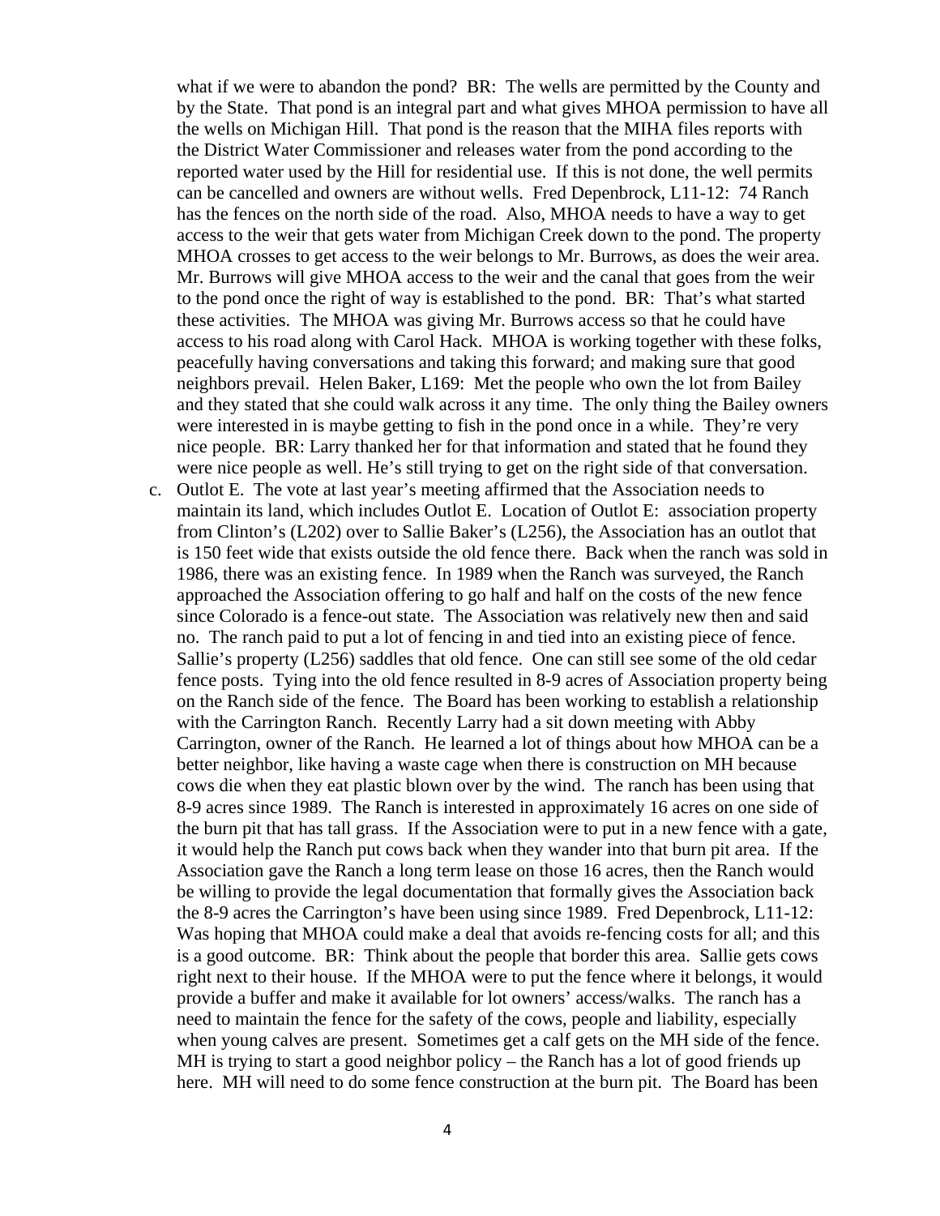what if we were to abandon the pond? BR: The wells are permitted by the County and by the State. That pond is an integral part and what gives MHOA permission to have all the wells on Michigan Hill. That pond is the reason that the MIHA files reports with the District Water Commissioner and releases water from the pond according to the reported water used by the Hill for residential use. If this is not done, the well permits can be cancelled and owners are without wells. Fred Depenbrock, L11-12: 74 Ranch has the fences on the north side of the road. Also, MHOA needs to have a way to get access to the weir that gets water from Michigan Creek down to the pond. The property MHOA crosses to get access to the weir belongs to Mr. Burrows, as does the weir area. Mr. Burrows will give MHOA access to the weir and the canal that goes from the weir to the pond once the right of way is established to the pond. BR: That's what started these activities. The MHOA was giving Mr. Burrows access so that he could have access to his road along with Carol Hack. MHOA is working together with these folks, peacefully having conversations and taking this forward; and making sure that good neighbors prevail. Helen Baker, L169: Met the people who own the lot from Bailey and they stated that she could walk across it any time. The only thing the Bailey owners were interested in is maybe getting to fish in the pond once in a while. They're very nice people. BR: Larry thanked her for that information and stated that he found they were nice people as well. He's still trying to get on the right side of that conversation.

c. Outlot E. The vote at last year's meeting affirmed that the Association needs to maintain its land, which includes Outlot E. Location of Outlot E: association property from Clinton's (L202) over to Sallie Baker's (L256), the Association has an outlot that is 150 feet wide that exists outside the old fence there. Back when the ranch was sold in 1986, there was an existing fence. In 1989 when the Ranch was surveyed, the Ranch approached the Association offering to go half and half on the costs of the new fence since Colorado is a fence-out state. The Association was relatively new then and said no. The ranch paid to put a lot of fencing in and tied into an existing piece of fence. Sallie's property (L256) saddles that old fence. One can still see some of the old cedar fence posts. Tying into the old fence resulted in 8-9 acres of Association property being on the Ranch side of the fence. The Board has been working to establish a relationship with the Carrington Ranch. Recently Larry had a sit down meeting with Abby Carrington, owner of the Ranch. He learned a lot of things about how MHOA can be a better neighbor, like having a waste cage when there is construction on MH because cows die when they eat plastic blown over by the wind. The ranch has been using that 8-9 acres since 1989. The Ranch is interested in approximately 16 acres on one side of the burn pit that has tall grass. If the Association were to put in a new fence with a gate, it would help the Ranch put cows back when they wander into that burn pit area. If the Association gave the Ranch a long term lease on those 16 acres, then the Ranch would be willing to provide the legal documentation that formally gives the Association back the 8-9 acres the Carrington's have been using since 1989. Fred Depenbrock, L11-12: Was hoping that MHOA could make a deal that avoids re-fencing costs for all; and this is a good outcome. BR: Think about the people that border this area. Sallie gets cows right next to their house. If the MHOA were to put the fence where it belongs, it would provide a buffer and make it available for lot owners' access/walks. The ranch has a need to maintain the fence for the safety of the cows, people and liability, especially when young calves are present. Sometimes get a calf gets on the MH side of the fence. MH is trying to start a good neighbor policy – the Ranch has a lot of good friends up here. MH will need to do some fence construction at the burn pit. The Board has been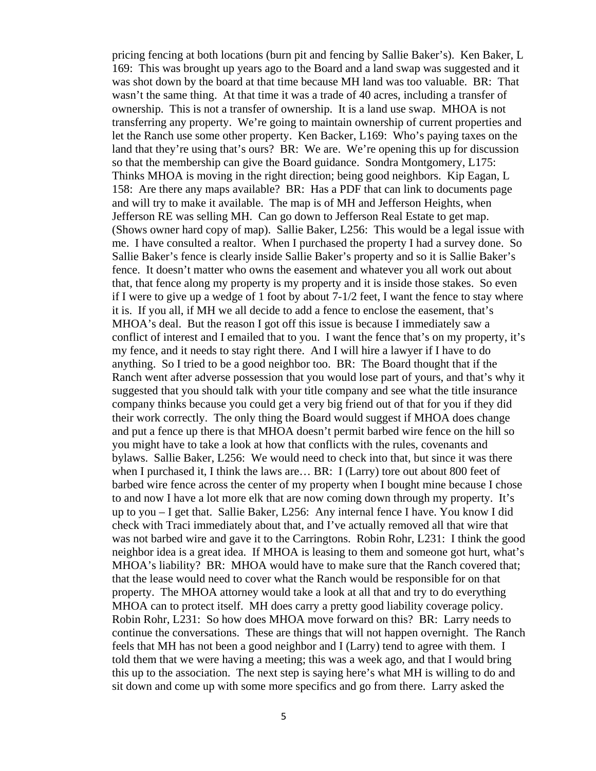pricing fencing at both locations (burn pit and fencing by Sallie Baker's). Ken Baker, L 169: This was brought up years ago to the Board and a land swap was suggested and it was shot down by the board at that time because MH land was too valuable. BR: That wasn't the same thing. At that time it was a trade of 40 acres, including a transfer of ownership. This is not a transfer of ownership. It is a land use swap. MHOA is not transferring any property. We're going to maintain ownership of current properties and let the Ranch use some other property. Ken Backer, L169: Who's paying taxes on the land that they're using that's ours? BR: We are. We're opening this up for discussion so that the membership can give the Board guidance. Sondra Montgomery, L175: Thinks MHOA is moving in the right direction; being good neighbors. Kip Eagan, L 158: Are there any maps available? BR: Has a PDF that can link to documents page and will try to make it available. The map is of MH and Jefferson Heights, when Jefferson RE was selling MH. Can go down to Jefferson Real Estate to get map. (Shows owner hard copy of map). Sallie Baker, L256: This would be a legal issue with me. I have consulted a realtor. When I purchased the property I had a survey done. So Sallie Baker's fence is clearly inside Sallie Baker's property and so it is Sallie Baker's fence. It doesn't matter who owns the easement and whatever you all work out about that, that fence along my property is my property and it is inside those stakes. So even if I were to give up a wedge of 1 foot by about 7-1/2 feet, I want the fence to stay where it is. If you all, if MH we all decide to add a fence to enclose the easement, that's MHOA's deal. But the reason I got off this issue is because I immediately saw a conflict of interest and I emailed that to you. I want the fence that's on my property, it's my fence, and it needs to stay right there. And I will hire a lawyer if I have to do anything. So I tried to be a good neighbor too. BR: The Board thought that if the Ranch went after adverse possession that you would lose part of yours, and that's why it suggested that you should talk with your title company and see what the title insurance company thinks because you could get a very big friend out of that for you if they did their work correctly. The only thing the Board would suggest if MHOA does change and put a fence up there is that MHOA doesn't permit barbed wire fence on the hill so you might have to take a look at how that conflicts with the rules, covenants and bylaws. Sallie Baker, L256: We would need to check into that, but since it was there when I purchased it, I think the laws are… BR: I (Larry) tore out about 800 feet of barbed wire fence across the center of my property when I bought mine because I chose to and now I have a lot more elk that are now coming down through my property. It's up to you – I get that. Sallie Baker, L256: Any internal fence I have. You know I did check with Traci immediately about that, and I've actually removed all that wire that was not barbed wire and gave it to the Carringtons. Robin Rohr, L231: I think the good neighbor idea is a great idea. If MHOA is leasing to them and someone got hurt, what's MHOA's liability? BR: MHOA would have to make sure that the Ranch covered that; that the lease would need to cover what the Ranch would be responsible for on that property. The MHOA attorney would take a look at all that and try to do everything MHOA can to protect itself. MH does carry a pretty good liability coverage policy. Robin Rohr, L231: So how does MHOA move forward on this? BR: Larry needs to continue the conversations. These are things that will not happen overnight. The Ranch feels that MH has not been a good neighbor and I (Larry) tend to agree with them. I told them that we were having a meeting; this was a week ago, and that I would bring this up to the association. The next step is saying here's what MH is willing to do and sit down and come up with some more specifics and go from there. Larry asked the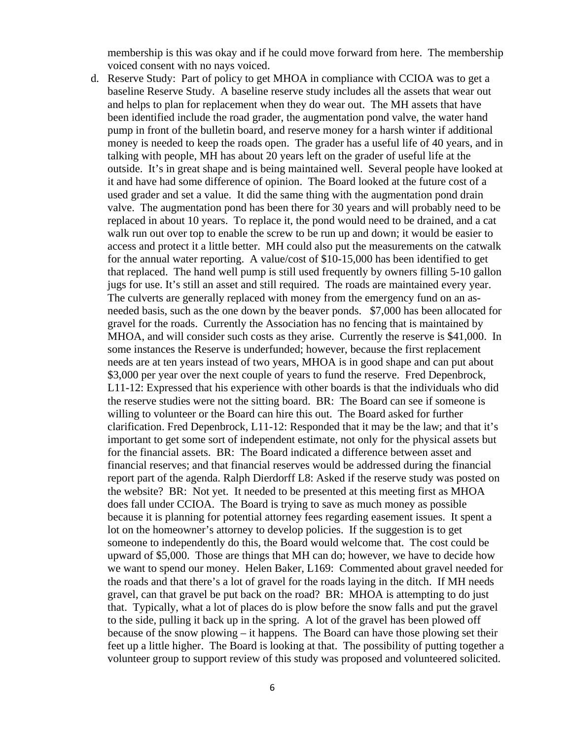membership is this was okay and if he could move forward from here. The membership voiced consent with no nays voiced.

d. Reserve Study: Part of policy to get MHOA in compliance with CCIOA was to get a baseline Reserve Study. A baseline reserve study includes all the assets that wear out and helps to plan for replacement when they do wear out. The MH assets that have been identified include the road grader, the augmentation pond valve, the water hand pump in front of the bulletin board, and reserve money for a harsh winter if additional money is needed to keep the roads open. The grader has a useful life of 40 years, and in talking with people, MH has about 20 years left on the grader of useful life at the outside. It's in great shape and is being maintained well. Several people have looked at it and have had some difference of opinion. The Board looked at the future cost of a used grader and set a value. It did the same thing with the augmentation pond drain valve. The augmentation pond has been there for 30 years and will probably need to be replaced in about 10 years. To replace it, the pond would need to be drained, and a cat walk run out over top to enable the screw to be run up and down; it would be easier to access and protect it a little better. MH could also put the measurements on the catwalk for the annual water reporting. A value/cost of $10-15,000 has been identified to get that replaced. The hand well pump is still used frequently by owners filling 5-10 gallon jugs for use. It's still an asset and still required. The roads are maintained every year. The culverts are generally replaced with money from the emergency fund on an as-needed basis, such as the one down by the beaver ponds. $7,000 has been allocated for gravel for the roads. Currently the Association has no fencing that is maintained by MHOA, and will consider such costs as they arise. Currently the reserve is $41,000. In some instances the Reserve is underfunded; however, because the first replacement needs are at ten years instead of two years, MHOA is in good shape and can put about $3,000 per year over the next couple of years to fund the reserve. Fred Depenbrock, L11-12: Expressed that his experience with other boards is that the individuals who did the reserve studies were not the sitting board. BR: The Board can see if someone is willing to volunteer or the Board can hire this out. The Board asked for further clarification. Fred Depenbrock, L11-12: Responded that it may be the law; and that it's important to get some sort of independent estimate, not only for the physical assets but for the financial assets. BR: The Board indicated a difference between asset and financial reserves; and that financial reserves would be addressed during the financial report part of the agenda. Ralph Dierdorff L8: Asked if the reserve study was posted on the website? BR: Not yet. It needed to be presented at this meeting first as MHOA does fall under CCIOA. The Board is trying to save as much money as possible because it is planning for potential attorney fees regarding easement issues. It spent a lot on the homeowner's attorney to develop policies. If the suggestion is to get someone to independently do this, the Board would welcome that. The cost could be upward of $5,000. Those are things that MH can do; however, we have to decide how we want to spend our money. Helen Baker, L169: Commented about gravel needed for the roads and that there's a lot of gravel for the roads laying in the ditch. If MH needs gravel, can that gravel be put back on the road? BR: MHOA is attempting to do just that. Typically, what a lot of places do is plow before the snow falls and put the gravel to the side, pulling it back up in the spring. A lot of the gravel has been plowed off because of the snow plowing – it happens. The Board can have those plowing set their feet up a little higher. The Board is looking at that. The possibility of putting together a volunteer group to support review of this study was proposed and volunteered solicited.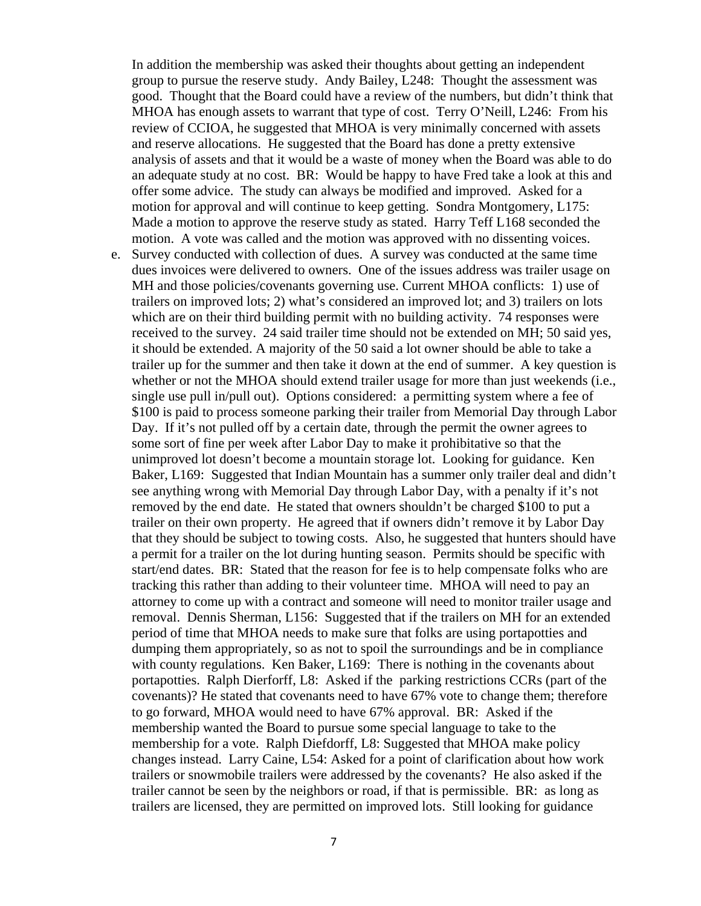In addition the membership was asked their thoughts about getting an independent group to pursue the reserve study. Andy Bailey, L248: Thought the assessment was good. Thought that the Board could have a review of the numbers, but didn't think that MHOA has enough assets to warrant that type of cost. Terry O'Neill, L246: From his review of CCIOA, he suggested that MHOA is very minimally concerned with assets and reserve allocations. He suggested that the Board has done a pretty extensive analysis of assets and that it would be a waste of money when the Board was able to do an adequate study at no cost. BR: Would be happy to have Fred take a look at this and offer some advice. The study can always be modified and improved. Asked for a motion for approval and will continue to keep getting. Sondra Montgomery, L175: Made a motion to approve the reserve study as stated. Harry Teff L168 seconded the motion. A vote was called and the motion was approved with no dissenting voices.

e. Survey conducted with collection of dues. A survey was conducted at the same time dues invoices were delivered to owners. One of the issues address was trailer usage on MH and those policies/covenants governing use. Current MHOA conflicts: 1) use of trailers on improved lots; 2) what's considered an improved lot; and 3) trailers on lots which are on their third building permit with no building activity. 74 responses were received to the survey. 24 said trailer time should not be extended on MH; 50 said yes, it should be extended. A majority of the 50 said a lot owner should be able to take a trailer up for the summer and then take it down at the end of summer. A key question is whether or not the MHOA should extend trailer usage for more than just weekends (i.e., single use pull in/pull out). Options considered: a permitting system where a fee of $100 is paid to process someone parking their trailer from Memorial Day through Labor Day. If it's not pulled off by a certain date, through the permit the owner agrees to some sort of fine per week after Labor Day to make it prohibitative so that the unimproved lot doesn't become a mountain storage lot. Looking for guidance. Ken Baker, L169: Suggested that Indian Mountain has a summer only trailer deal and didn't see anything wrong with Memorial Day through Labor Day, with a penalty if it's not removed by the end date. He stated that owners shouldn't be charged $100 to put a trailer on their own property. He agreed that if owners didn't remove it by Labor Day that they should be subject to towing costs. Also, he suggested that hunters should have a permit for a trailer on the lot during hunting season. Permits should be specific with start/end dates. BR: Stated that the reason for fee is to help compensate folks who are tracking this rather than adding to their volunteer time. MHOA will need to pay an attorney to come up with a contract and someone will need to monitor trailer usage and removal. Dennis Sherman, L156: Suggested that if the trailers on MH for an extended period of time that MHOA needs to make sure that folks are using portapotties and dumping them appropriately, so as not to spoil the surroundings and be in compliance with county regulations. Ken Baker, L169: There is nothing in the covenants about portapotties. Ralph Dierforff, L8: Asked if the parking restrictions CCRs (part of the covenants)? He stated that covenants need to have 67% vote to change them; therefore to go forward, MHOA would need to have 67% approval. BR: Asked if the membership wanted the Board to pursue some special language to take to the membership for a vote. Ralph Diefdorff, L8: Suggested that MHOA make policy changes instead. Larry Caine, L54: Asked for a point of clarification about how work trailers or snowmobile trailers were addressed by the covenants? He also asked if the trailer cannot be seen by the neighbors or road, if that is permissible. BR: as long as trailers are licensed, they are permitted on improved lots. Still looking for guidance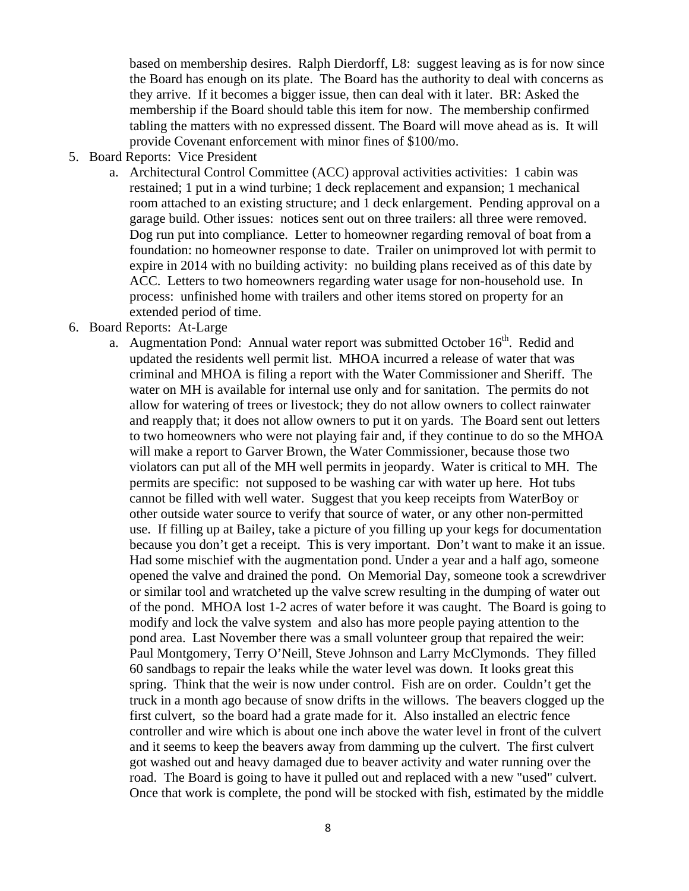based on membership desires. Ralph Dierdorff, L8: suggest leaving as is for now since the Board has enough on its plate. The Board has the authority to deal with concerns as they arrive. If it becomes a bigger issue, then can deal with it later. BR: Asked the membership if the Board should table this item for now. The membership confirmed tabling the matters with no expressed dissent. The Board will move ahead as is. It will provide Covenant enforcement with minor fines of $100/mo.

5. Board Reports: Vice President
   a. Architectural Control Committee (ACC) approval activities activities: 1 cabin was restained; 1 put in a wind turbine; 1 deck replacement and expansion; 1 mechanical room attached to an existing structure; and 1 deck enlargement. Pending approval on a garage build. Other issues: notices sent out on three trailers: all three were removed. Dog run put into compliance. Letter to homeowner regarding removal of boat from a foundation: no homeowner response to date. Trailer on unimproved lot with permit to expire in 2014 with no building activity: no building plans received as of this date by ACC. Letters to two homeowners regarding water usage for non-household use. In process: unfinished home with trailers and other items stored on property for an extended period of time.
6. Board Reports: At-Large
   a. Augmentation Pond: Annual water report was submitted October 16th. Redid and updated the residents well permit list. MHOA incurred a release of water that was criminal and MHOA is filing a report with the Water Commissioner and Sheriff. The water on MH is available for internal use only and for sanitation. The permits do not allow for watering of trees or livestock; they do not allow owners to collect rainwater and reapply that; it does not allow owners to put it on yards. The Board sent out letters to two homeowners who were not playing fair and, if they continue to do so the MHOA will make a report to Garver Brown, the Water Commissioner, because those two violators can put all of the MH well permits in jeopardy. Water is critical to MH. The permits are specific: not supposed to be washing car with water up here. Hot tubs cannot be filled with well water. Suggest that you keep receipts from WaterBoy or other outside water source to verify that source of water, or any other non-permitted use. If filling up at Bailey, take a picture of you filling up your kegs for documentation because you don't get a receipt. This is very important. Don't want to make it an issue. Had some mischief with the augmentation pond. Under a year and a half ago, someone opened the valve and drained the pond. On Memorial Day, someone took a screwdriver or similar tool and wratcheted up the valve screw resulting in the dumping of water out of the pond. MHOA lost 1-2 acres of water before it was caught. The Board is going to modify and lock the valve system and also has more people paying attention to the pond area. Last November there was a small volunteer group that repaired the weir: Paul Montgomery, Terry O'Neill, Steve Johnson and Larry McClymonds. They filled 60 sandbags to repair the leaks while the water level was down. It looks great this spring. Think that the weir is now under control. Fish are on order. Couldn't get the truck in a month ago because of snow drifts in the willows. The beavers clogged up the first culvert, so the board had a grate made for it. Also installed an electric fence controller and wire which is about one inch above the water level in front of the culvert and it seems to keep the beavers away from damming up the culvert. The first culvert got washed out and heavy damaged due to beaver activity and water running over the road. The Board is going to have it pulled out and replaced with a new "used" culvert. Once that work is complete, the pond will be stocked with fish, estimated by the middle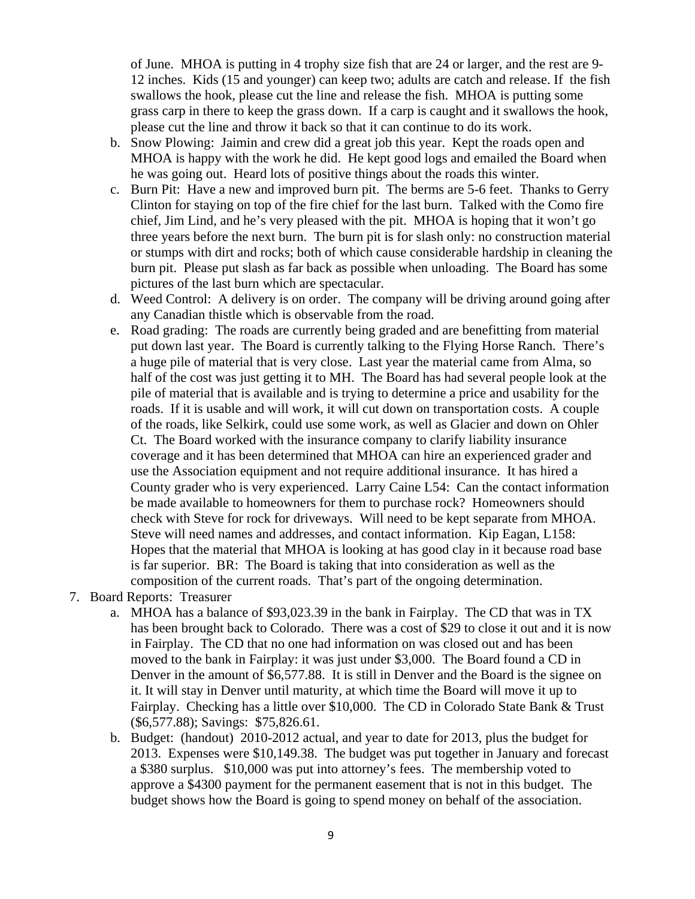of June. MHOA is putting in 4 trophy size fish that are 24 or larger, and the rest are 9-12 inches. Kids (15 and younger) can keep two; adults are catch and release. If the fish swallows the hook, please cut the line and release the fish. MHOA is putting some grass carp in there to keep the grass down. If a carp is caught and it swallows the hook, please cut the line and throw it back so that it can continue to do its work.

b. Snow Plowing: Jaimin and crew did a great job this year. Kept the roads open and MHOA is happy with the work he did. He kept good logs and emailed the Board when he was going out. Heard lots of positive things about the roads this winter.
c. Burn Pit: Have a new and improved burn pit. The berms are 5-6 feet. Thanks to Gerry Clinton for staying on top of the fire chief for the last burn. Talked with the Como fire chief, Jim Lind, and he's very pleased with the pit. MHOA is hoping that it won't go three years before the next burn. The burn pit is for slash only: no construction material or stumps with dirt and rocks; both of which cause considerable hardship in cleaning the burn pit. Please put slash as far back as possible when unloading. The Board has some pictures of the last burn which are spectacular.
d. Weed Control: A delivery is on order. The company will be driving around going after any Canadian thistle which is observable from the road.
e. Road grading: The roads are currently being graded and are benefitting from material put down last year. The Board is currently talking to the Flying Horse Ranch. There's a huge pile of material that is very close. Last year the material came from Alma, so half of the cost was just getting it to MH. The Board has had several people look at the pile of material that is available and is trying to determine a price and usability for the roads. If it is usable and will work, it will cut down on transportation costs. A couple of the roads, like Selkirk, could use some work, as well as Glacier and down on Ohler Ct. The Board worked with the insurance company to clarify liability insurance coverage and it has been determined that MHOA can hire an experienced grader and use the Association equipment and not require additional insurance. It has hired a County grader who is very experienced. Larry Caine L54: Can the contact information be made available to homeowners for them to purchase rock? Homeowners should check with Steve for rock for driveways. Will need to be kept separate from MHOA. Steve will need names and addresses, and contact information. Kip Eagan, L158: Hopes that the material that MHOA is looking at has good clay in it because road base is far superior. BR: The Board is taking that into consideration as well as the composition of the current roads. That's part of the ongoing determination.

7. Board Reports: Treasurer
   a. MHOA has a balance of $93,023.39 in the bank in Fairplay. The CD that was in TX has been brought back to Colorado. There was a cost of $29 to close it out and it is now in Fairplay. The CD that no one had information on was closed out and has been moved to the bank in Fairplay: it was just under $3,000. The Board found a CD in Denver in the amount of $6,577.88. It is still in Denver and the Board is the signee on it. It will stay in Denver until maturity, at which time the Board will move it up to Fairplay. Checking has a little over $10,000. The CD in Colorado State Bank & Trust ($6,577.88); Savings: $75,826.61.
   b. Budget: (handout) 2010-2012 actual, and year to date for 2013, plus the budget for 2013. Expenses were $10,149.38. The budget was put together in January and forecast a $380 surplus. $10,000 was put into attorney's fees. The membership voted to approve a $4300 payment for the permanent easement that is not in this budget. The budget shows how the Board is going to spend money on behalf of the association.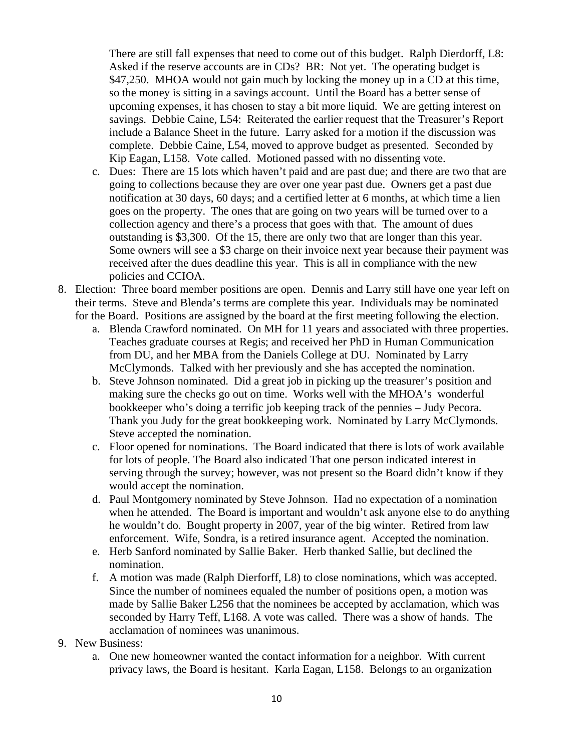There are still fall expenses that need to come out of this budget. Ralph Dierdorff, L8: Asked if the reserve accounts are in CDs? BR: Not yet. The operating budget is $47,250. MHOA would not gain much by locking the money up in a CD at this time, so the money is sitting in a savings account. Until the Board has a better sense of upcoming expenses, it has chosen to stay a bit more liquid. We are getting interest on savings. Debbie Caine, L54: Reiterated the earlier request that the Treasurer's Report include a Balance Sheet in the future. Larry asked for a motion if the discussion was complete. Debbie Caine, L54, moved to approve budget as presented. Seconded by Kip Eagan, L158. Vote called. Motioned passed with no dissenting vote.

   c. Dues: There are 15 lots which haven't paid and are past due; and there are two that are going to collections because they are over one year past due. Owners get a past due notification at 30 days, 60 days; and a certified letter at 6 months, at which time a lien goes on the property. The ones that are going on two years will be turned over to a collection agency and there's a process that goes with that. The amount of dues outstanding is $3,300. Of the 15, there are only two that are longer than this year. Some owners will see a $3 charge on their invoice next year because their payment was received after the dues deadline this year. This is all in compliance with the new policies and CCIOA.

8. Election: Three board member positions are open. Dennis and Larry still have one year left on their terms. Steve and Blenda's terms are complete this year. Individuals may be nominated for the Board. Positions are assigned by the board at the first meeting following the election.
   a. Blenda Crawford nominated. On MH for 11 years and associated with three properties. Teaches graduate courses at Regis; and received her PhD in Human Communication from DU, and her MBA from the Daniels College at DU. Nominated by Larry McClymonds. Talked with her previously and she has accepted the nomination.
   b. Steve Johnson nominated. Did a great job in picking up the treasurer's position and making sure the checks go out on time. Works well with the MHOA's wonderful bookkeeper who's doing a terrific job keeping track of the pennies – Judy Pecora. Thank you Judy for the great bookkeeping work. Nominated by Larry McClymonds. Steve accepted the nomination.
   c. Floor opened for nominations. The Board indicated that there is lots of work available for lots of people. The Board also indicated That one person indicated interest in serving through the survey; however, was not present so the Board didn't know if they would accept the nomination.
   d. Paul Montgomery nominated by Steve Johnson. Had no expectation of a nomination when he attended. The Board is important and wouldn't ask anyone else to do anything he wouldn't do. Bought property in 2007, year of the big winter. Retired from law enforcement. Wife, Sondra, is a retired insurance agent. Accepted the nomination.
   e. Herb Sanford nominated by Sallie Baker. Herb thanked Sallie, but declined the nomination.
   f. A motion was made (Ralph Dierforff, L8) to close nominations, which was accepted. Since the number of nominees equaled the number of positions open, a motion was made by Sallie Baker L256 that the nominees be accepted by acclamation, which was seconded by Harry Teff, L168. A vote was called. There was a show of hands. The acclamation of nominees was unanimous.

9. New Business:
   a. One new homeowner wanted the contact information for a neighbor. With current privacy laws, the Board is hesitant. Karla Eagan, L158. Belongs to an organization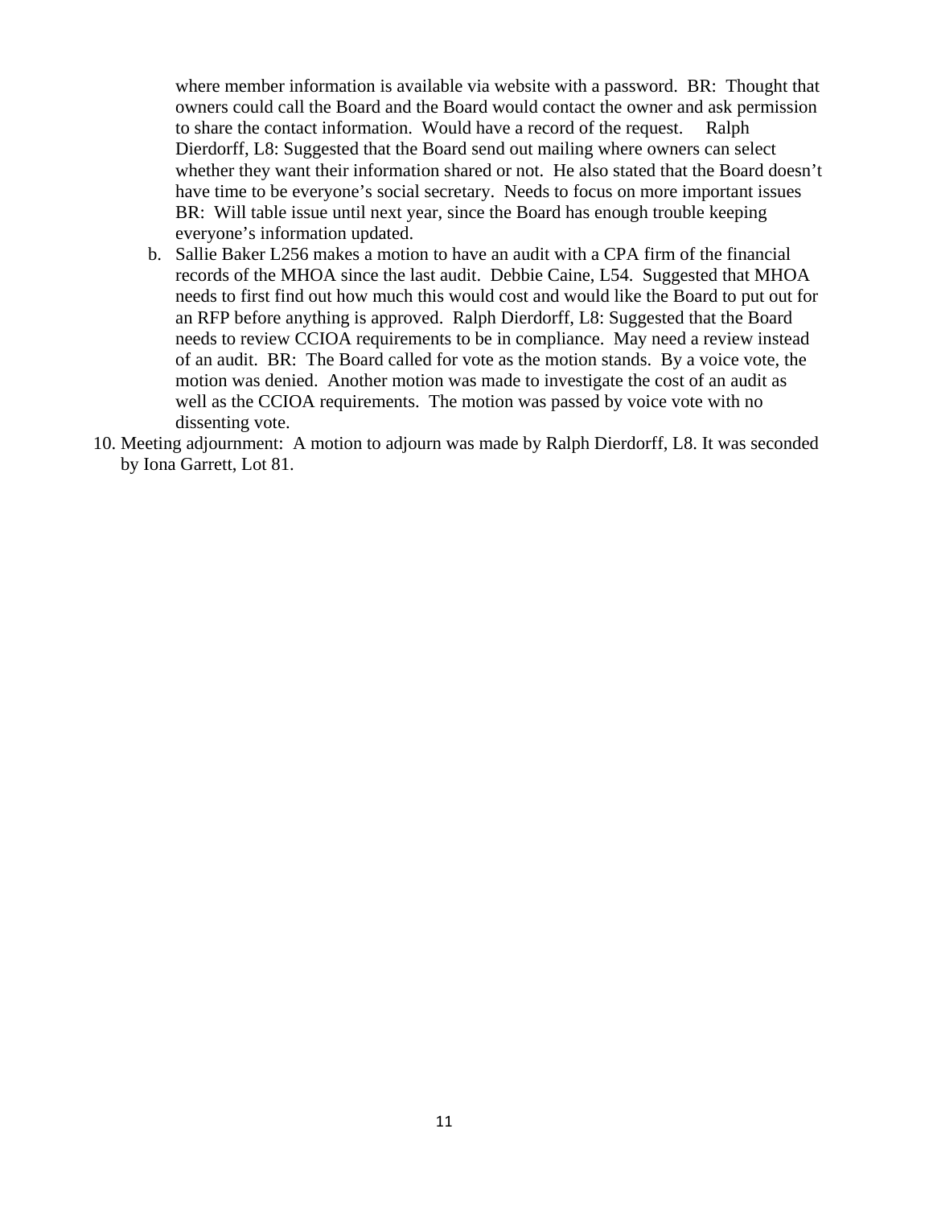where member information is available via website with a password.  BR:  Thought that owners could call the Board and the Board would contact the owner and ask permission to share the contact information.  Would have a record of the request.     Ralph Dierdorff, L8: Suggested that the Board send out mailing where owners can select whether they want their information shared or not.  He also stated that the Board doesn't have time to be everyone's social secretary.  Needs to focus on more important issues BR:  Will table issue until next year, since the Board has enough trouble keeping everyone's information updated.

b. Sallie Baker L256 makes a motion to have an audit with a CPA firm of the financial records of the MHOA since the last audit.  Debbie Caine, L54.  Suggested that MHOA needs to first find out how much this would cost and would like the Board to put out for an RFP before anything is approved.  Ralph Dierdorff, L8: Suggested that the Board needs to review CCIOA requirements to be in compliance.  May need a review instead of an audit.  BR:  The Board called for vote as the motion stands.  By a voice vote, the motion was denied.  Another motion was made to investigate the cost of an audit as well as the CCIOA requirements.  The motion was passed by voice vote with no dissenting vote.

10. Meeting adjournment:  A motion to adjourn was made by Ralph Dierdorff, L8. It was seconded by Iona Garrett, Lot 81.